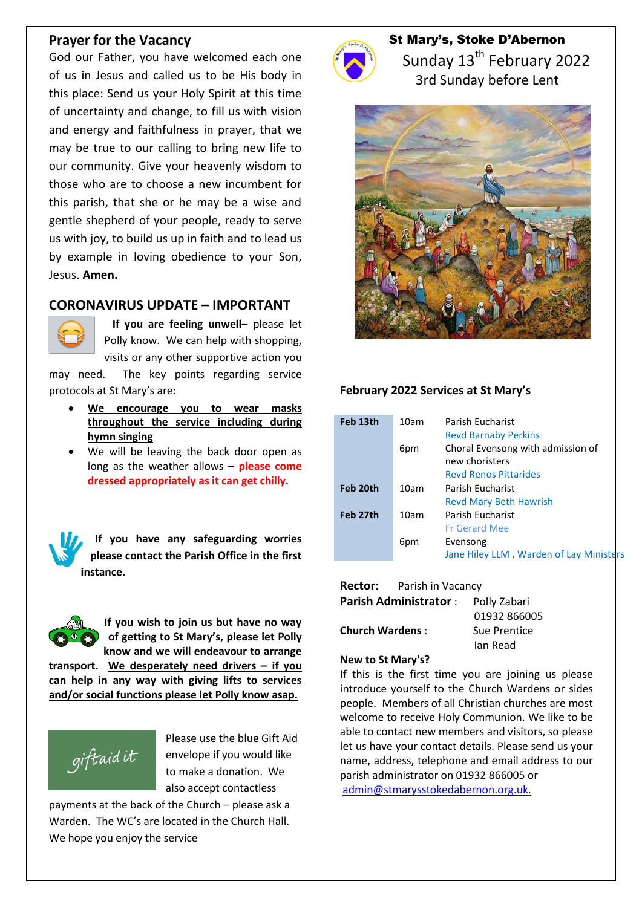## Prayer for the Vacancy

God our Father, you have welcomed each one of us in Jesus and called us to be His body in this place: Send us your Holy Spirit at this time of uncertainty and change, to fill us with vision and energy and faithfulness in prayer, that we may be true to our calling to bring new life to our community. Give your heavenly wisdom to those who are to choose a new incumbent for this parish, that she or he may be a wise and gentle shepherd of your people, ready to serve us with joy, to build us up in faith and to lead us by example in loving obedience to your Son, Jesus. **Amen.**

## CORONAVIRUS UPDATE – IMPORTANT

**If you are feeling unwell**– please let Polly know. We can help with shopping, visits or any other supportive action you may need. The key points regarding service protocols at St Mary's are:

- **We encourage you to wear masks throughout the service including during hymn singing**
- We will be leaving the back door open as long as the weather allows – **please come dressed appropriately as it can get chilly.**

**If you have any safeguarding worries please contact the Parish Office in the first instance.**

**If you wish to join us but have no way of getting to St Mary's, please let Polly know and we will endeavour to arrange transport. We desperately need drivers – if you can help in any way with giving lifts to services and/or social functions please let Polly know asap.**

giftaid it

Please use the blue Gift Aid envelope if you would like to make a donation. We also accept contactless payments at the back of the Church – please ask a Warden. The WC's are located in the Church Hall. We hope you enjoy the service

# St Mary's, Stoke D'Abernon

Sunday 13th February 2022

3rd Sunday before Lent

### February 2022 Services at St Mary's

| | | |
|---|---|---|
| **Feb 13th** | 10am | Parish Eucharist<br>Revd Barnaby Perkins |
| | 6pm | Choral Evensong with admission of new choristers<br>Revd Renos Pittarides |
| **Feb 20th** | 10am | Parish Eucharist<br>Revd Mary Beth Hawrish |
| **Feb 27th** | 10am | Parish Eucharist<br>Fr Gerard Mee |
| | 6pm | Evensong<br>Jane Hiley LLM , Warden of Lay Ministers |

**Rector:** Parish in Vacancy

**Parish Administrator** : Polly Zabari
01932 866005

**Church Wardens** : Sue Prentice
Ian Read

**New to St Mary's?**

If this is the first time you are joining us please introduce yourself to the Church Wardens or sides people. Members of all Christian churches are most welcome to receive Holy Communion. We like to be able to contact new members and visitors, so please let us have your contact details. Please send us your name, address, telephone and email address to our parish administrator on 01932 866005 or admin@stmarysstokedabernon.org.uk.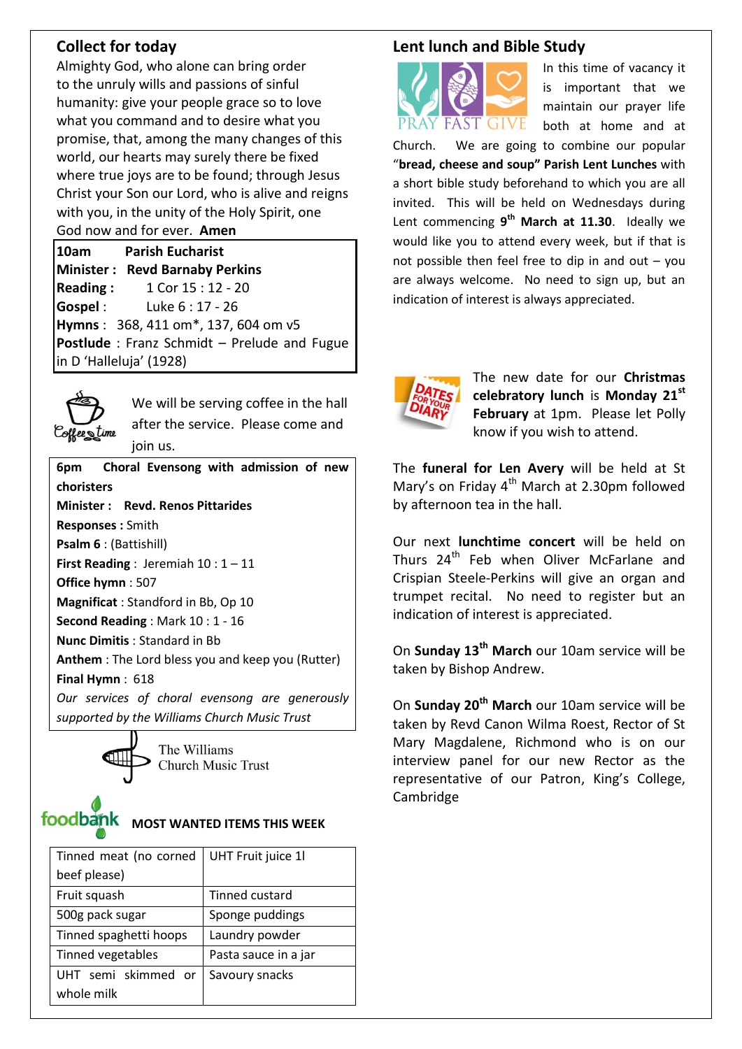## Collect for today

Almighty God, who alone can bring order to the unruly wills and passions of sinful humanity: give your people grace so to love what you command and to desire what you promise, that, among the many changes of this world, our hearts may surely there be fixed where true joys are to be found; through Jesus Christ your Son our Lord, who is alive and reigns with you, in the unity of the Holy Spirit, one God now and for ever. **Amen**

**10am Parish Eucharist**
**Minister :** **Revd Barnaby Perkins**
**Reading :** 1 Cor 15 : 12 - 20
**Gospel :** Luke 6 : 17 - 26
**Hymns :** 368, 411 om*, 137, 604 om v5
**Postlude** : Franz Schmidt – Prelude and Fugue in D 'Halleluja' (1928)

Coffee time

We will be serving coffee in the hall after the service. Please come and join us.

**6pm Choral Evensong with admission of new choristers**
**Minister : Revd. Renos Pittarides**
**Responses :** Smith
**Psalm 6** : (Battishill)
**First Reading** : Jeremiah 10 : 1 – 11
**Office hymn** : 507
**Magnificat** : Standford in Bb, Op 10
**Second Reading** : Mark 10 : 1 - 16
**Nunc Dimitis** : Standard in Bb
**Anthem** : The Lord bless you and keep you (Rutter)
**Final Hymn** : 618

*Our services of choral evensong are generously supported by the Williams Church Music Trust*

The Williams Church Music Trust

foodbank **MOST WANTED ITEMS THIS WEEK**

| | |
|---|---|
| Tinned meat (no corned beef please) | UHT Fruit juice 1l |
| Fruit squash | Tinned custard |
| 500g pack sugar | Sponge puddings |
| Tinned spaghetti hoops | Laundry powder |
| Tinned vegetables | Pasta sauce in a jar |
| UHT semi skimmed or whole milk | Savoury snacks |

## Lent lunch and Bible Study

PRAY FAST GIVE

In this time of vacancy it is important that we maintain our prayer life both at home and at Church. We are going to combine our popular "**bread, cheese and soup" Parish Lent Lunches** with a short bible study beforehand to which you are all invited. This will be held on Wednesdays during Lent commencing **9th March at 11.30**. Ideally we would like you to attend every week, but if that is not possible then feel free to dip in and out – you are always welcome. No need to sign up, but an indication of interest is always appreciated.

DATES FOR YOUR DIARY

The new date for our **Christmas celebratory lunch** is **Monday 21st February** at 1pm. Please let Polly know if you wish to attend.

The **funeral for Len Avery** will be held at St Mary's on Friday 4th March at 2.30pm followed by afternoon tea in the hall.

Our next **lunchtime concert** will be held on Thurs 24th Feb when Oliver McFarlane and Crispian Steele-Perkins will give an organ and trumpet recital. No need to register but an indication of interest is appreciated.

On **Sunday 13th March** our 10am service will be taken by Bishop Andrew.

On **Sunday 20th March** our 10am service will be taken by Revd Canon Wilma Roest, Rector of St Mary Magdalene, Richmond who is on our interview panel for our new Rector as the representative of our Patron, King's College, Cambridge